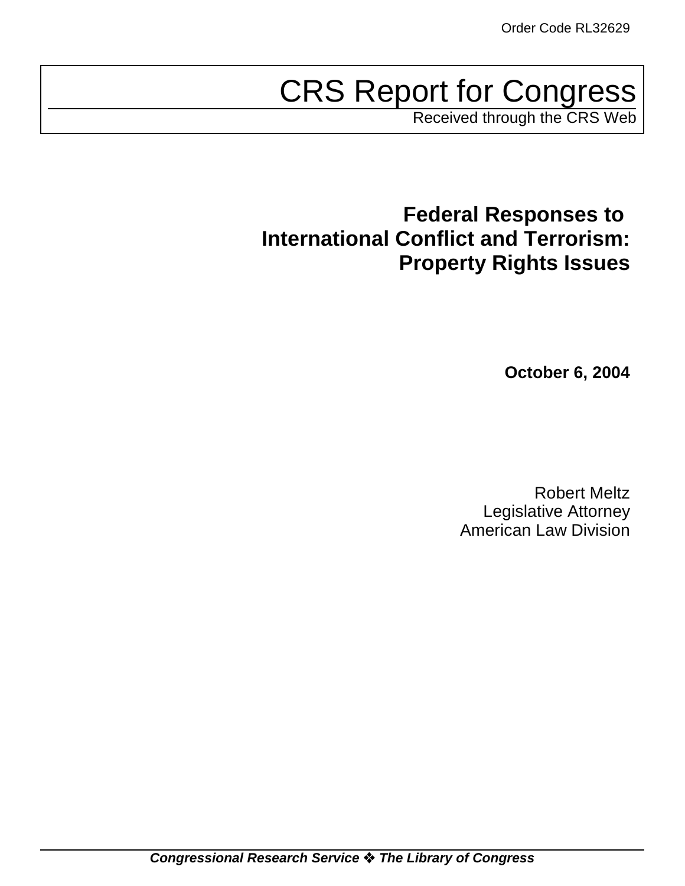Order Code RL32629

# CRS Report for Congress

Received through the CRS Web

## Federal Responses to International Conflict and Terrorism: Property Rights Issues

**October 6, 2004**

Robert Meltz
Legislative Attorney
American Law Division

***Congressional Research Service ❖ The Library of Congress***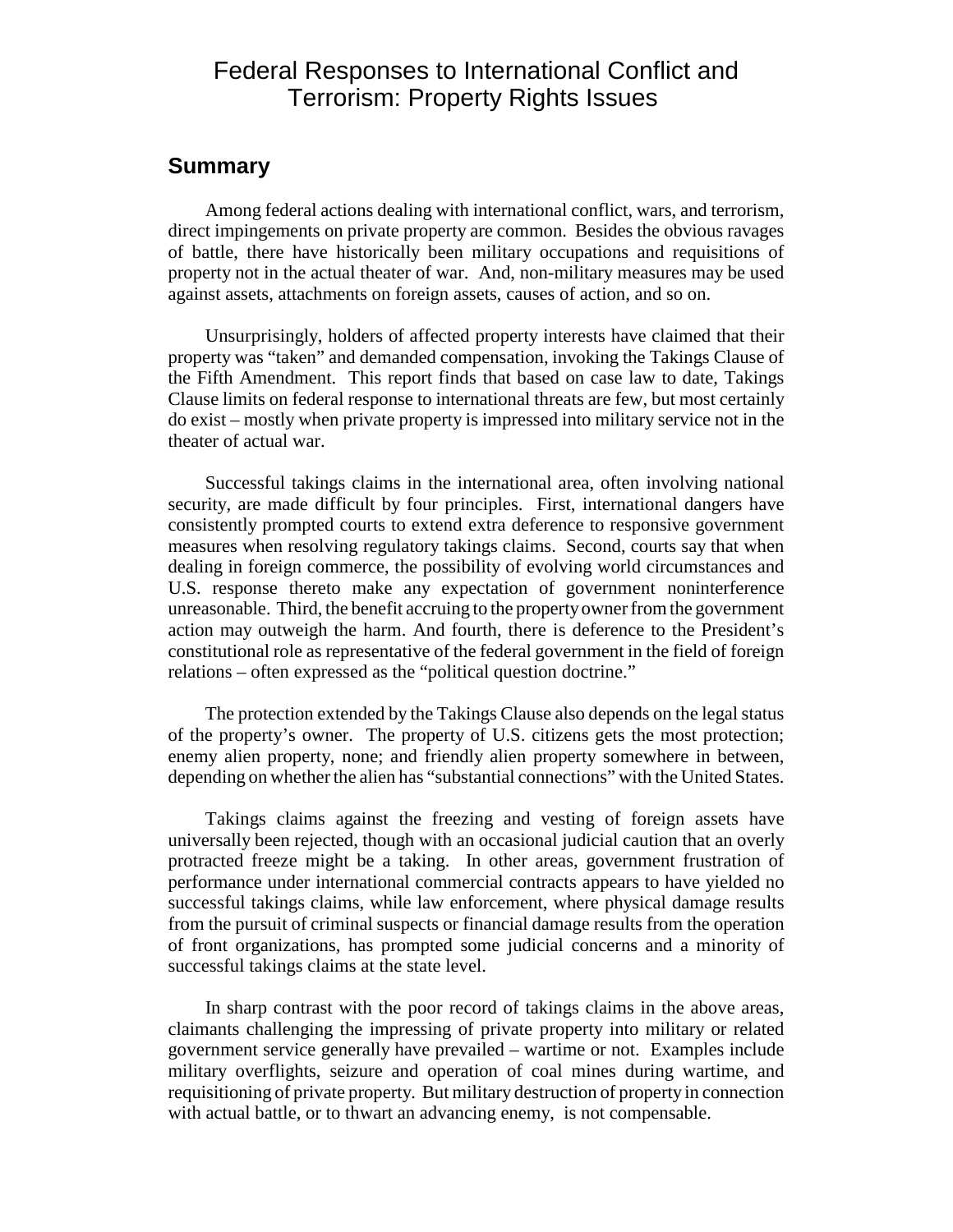# Federal Responses to International Conflict and Terrorism: Property Rights Issues

## Summary

Among federal actions dealing with international conflict, wars, and terrorism, direct impingements on private property are common. Besides the obvious ravages of battle, there have historically been military occupations and requisitions of property not in the actual theater of war. And, non-military measures may be used against assets, attachments on foreign assets, causes of action, and so on.

Unsurprisingly, holders of affected property interests have claimed that their property was "taken" and demanded compensation, invoking the Takings Clause of the Fifth Amendment. This report finds that based on case law to date, Takings Clause limits on federal response to international threats are few, but most certainly do exist – mostly when private property is impressed into military service not in the theater of actual war.

Successful takings claims in the international area, often involving national security, are made difficult by four principles. First, international dangers have consistently prompted courts to extend extra deference to responsive government measures when resolving regulatory takings claims. Second, courts say that when dealing in foreign commerce, the possibility of evolving world circumstances and U.S. response thereto make any expectation of government noninterference unreasonable. Third, the benefit accruing to the property owner from the government action may outweigh the harm. And fourth, there is deference to the President's constitutional role as representative of the federal government in the field of foreign relations – often expressed as the "political question doctrine."

The protection extended by the Takings Clause also depends on the legal status of the property's owner. The property of U.S. citizens gets the most protection; enemy alien property, none; and friendly alien property somewhere in between, depending on whether the alien has "substantial connections" with the United States.

Takings claims against the freezing and vesting of foreign assets have universally been rejected, though with an occasional judicial caution that an overly protracted freeze might be a taking. In other areas, government frustration of performance under international commercial contracts appears to have yielded no successful takings claims, while law enforcement, where physical damage results from the pursuit of criminal suspects or financial damage results from the operation of front organizations, has prompted some judicial concerns and a minority of successful takings claims at the state level.

In sharp contrast with the poor record of takings claims in the above areas, claimants challenging the impressing of private property into military or related government service generally have prevailed – wartime or not. Examples include military overflights, seizure and operation of coal mines during wartime, and requisitioning of private property. But military destruction of property in connection with actual battle, or to thwart an advancing enemy, is not compensable.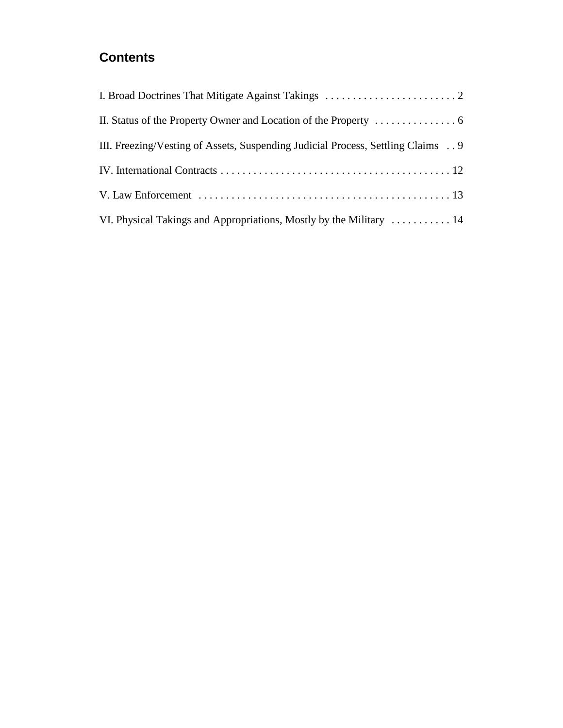## Contents

I. Broad Doctrines That Mitigate Against Takings . . . . . . . . . . . . . . . . . . . . . . . . . 2

II. Status of the Property Owner and Location of the Property . . . . . . . . . . . . . . . 6

III. Freezing/Vesting of Assets, Suspending Judicial Process, Settling Claims . . 9

IV. International Contracts . . . . . . . . . . . . . . . . . . . . . . . . . . . . . . . . . . . . . . . . . . . 12

V. Law Enforcement . . . . . . . . . . . . . . . . . . . . . . . . . . . . . . . . . . . . . . . . . . . . . . . 13

VI. Physical Takings and Appropriations, Mostly by the Military . . . . . . . . . . . 14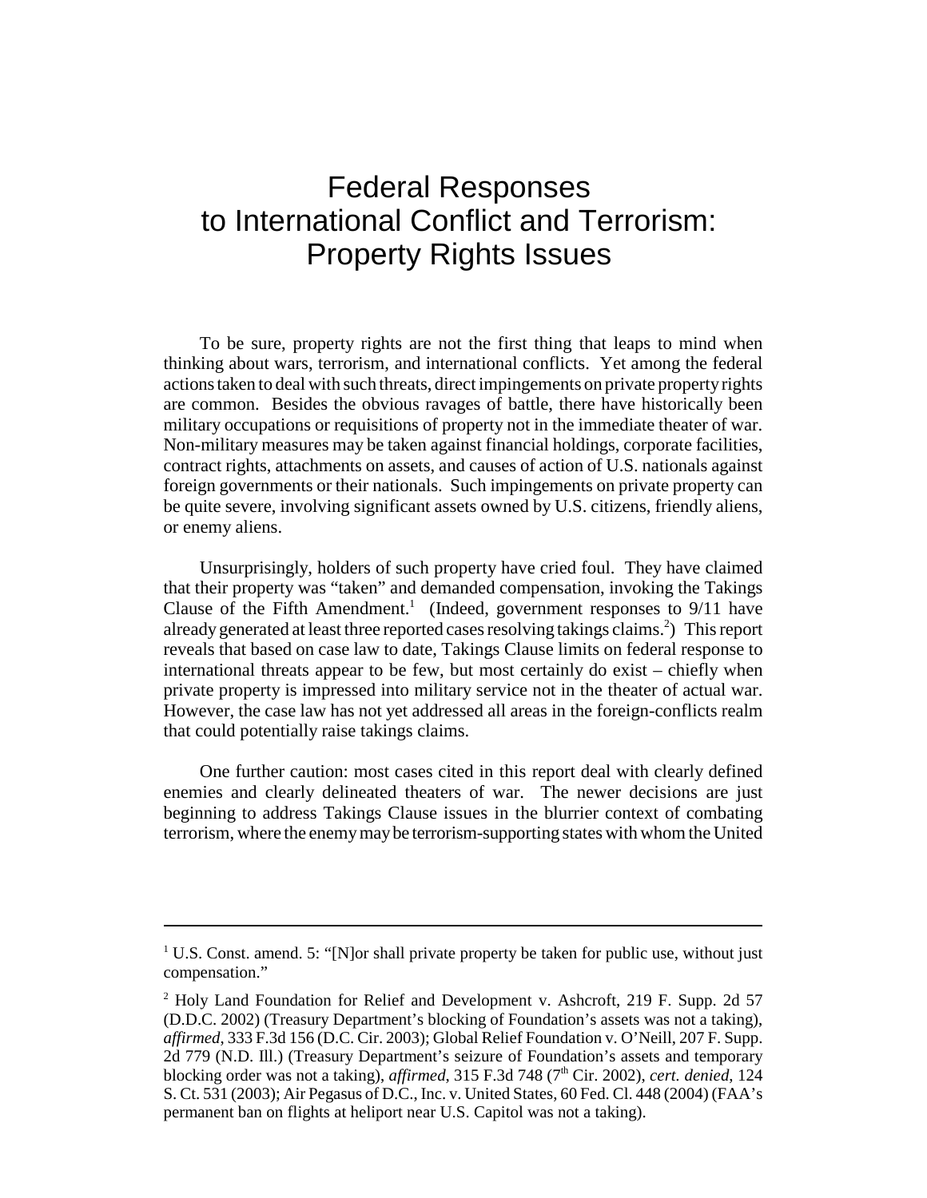# Federal Responses to International Conflict and Terrorism: Property Rights Issues

To be sure, property rights are not the first thing that leaps to mind when thinking about wars, terrorism, and international conflicts. Yet among the federal actions taken to deal with such threats, direct impingements on private property rights are common. Besides the obvious ravages of battle, there have historically been military occupations or requisitions of property not in the immediate theater of war. Non-military measures may be taken against financial holdings, corporate facilities, contract rights, attachments on assets, and causes of action of U.S. nationals against foreign governments or their nationals. Such impingements on private property can be quite severe, involving significant assets owned by U.S. citizens, friendly aliens, or enemy aliens.

Unsurprisingly, holders of such property have cried foul. They have claimed that their property was "taken" and demanded compensation, invoking the Takings Clause of the Fifth Amendment.[1] (Indeed, government responses to 9/11 have already generated at least three reported cases resolving takings claims.[2]) This report reveals that based on case law to date, Takings Clause limits on federal response to international threats appear to be few, but most certainly do exist – chiefly when private property is impressed into military service not in the theater of actual war. However, the case law has not yet addressed all areas in the foreign-conflicts realm that could potentially raise takings claims.

One further caution: most cases cited in this report deal with clearly defined enemies and clearly delineated theaters of war. The newer decisions are just beginning to address Takings Clause issues in the blurrier context of combating terrorism, where the enemy may be terrorism-supporting states with whom the United

---

[1] U.S. Const. amend. 5: "[N]or shall private property be taken for public use, without just compensation."

[2] Holy Land Foundation for Relief and Development v. Ashcroft, 219 F. Supp. 2d 57 (D.D.C. 2002) (Treasury Department's blocking of Foundation's assets was not a taking), *affirmed*, 333 F.3d 156 (D.C. Cir. 2003); Global Relief Foundation v. O'Neill, 207 F. Supp. 2d 779 (N.D. Ill.) (Treasury Department's seizure of Foundation's assets and temporary blocking order was not a taking), *affirmed*, 315 F.3d 748 (7th Cir. 2002), *cert. denied*, 124 S. Ct. 531 (2003); Air Pegasus of D.C., Inc. v. United States, 60 Fed. Cl. 448 (2004) (FAA's permanent ban on flights at heliport near U.S. Capitol was not a taking).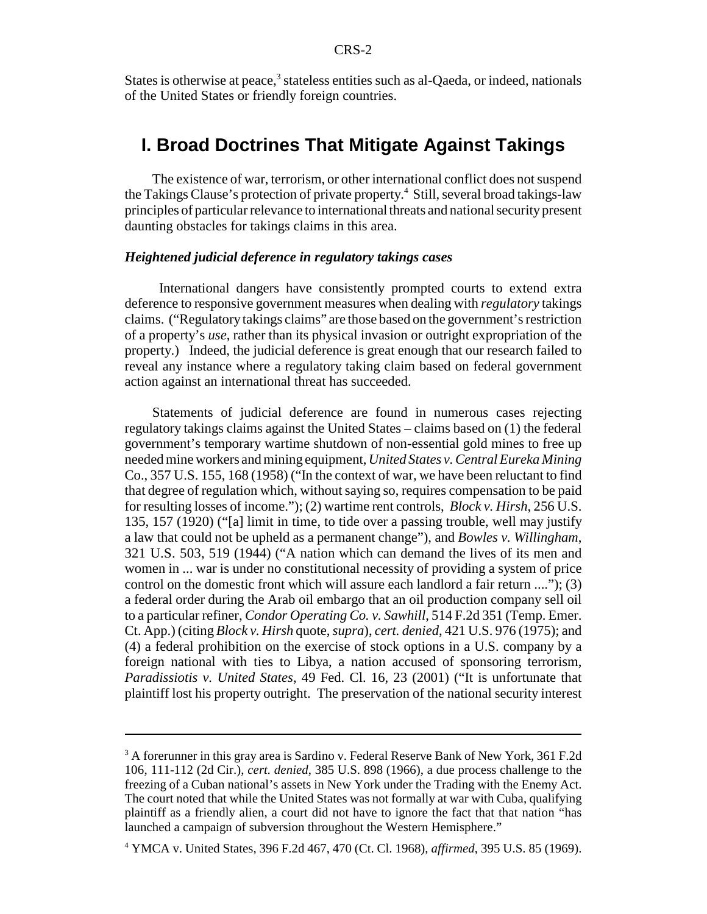States is otherwise at peace,[3] stateless entities such as al-Qaeda, or indeed, nationals of the United States or friendly foreign countries.

## I. Broad Doctrines That Mitigate Against Takings

The existence of war, terrorism, or other international conflict does not suspend the Takings Clause's protection of private property.[4] Still, several broad takings-law principles of particular relevance to international threats and national security present daunting obstacles for takings claims in this area.

### *Heightened judicial deference in regulatory takings cases*

International dangers have consistently prompted courts to extend extra deference to responsive government measures when dealing with *regulatory* takings claims. ("Regulatory takings claims" are those based on the government's restriction of a property's *use*, rather than its physical invasion or outright expropriation of the property.) Indeed, the judicial deference is great enough that our research failed to reveal any instance where a regulatory taking claim based on federal government action against an international threat has succeeded.

Statements of judicial deference are found in numerous cases rejecting regulatory takings claims against the United States – claims based on (1) the federal government's temporary wartime shutdown of non-essential gold mines to free up needed mine workers and mining equipment, *United States v. Central Eureka Mining* Co., 357 U.S. 155, 168 (1958) ("In the context of war, we have been reluctant to find that degree of regulation which, without saying so, requires compensation to be paid for resulting losses of income."); (2) wartime rent controls, *Block v. Hirsh*, 256 U.S. 135, 157 (1920) ("[a] limit in time, to tide over a passing trouble, well may justify a law that could not be upheld as a permanent change"), and *Bowles v. Willingham*, 321 U.S. 503, 519 (1944) ("A nation which can demand the lives of its men and women in ... war is under no constitutional necessity of providing a system of price control on the domestic front which will assure each landlord a fair return ...."); (3) a federal order during the Arab oil embargo that an oil production company sell oil to a particular refiner, *Condor Operating Co. v. Sawhill*, 514 F.2d 351 (Temp. Emer. Ct. App.) (citing *Block v. Hirsh* quote, *supra*), *cert. denied*, 421 U.S. 976 (1975); and (4) a federal prohibition on the exercise of stock options in a U.S. company by a foreign national with ties to Libya, a nation accused of sponsoring terrorism, *Paradissiotis v. United States*, 49 Fed. Cl. 16, 23 (2001) ("It is unfortunate that plaintiff lost his property outright. The preservation of the national security interest

---

[3] A forerunner in this gray area is Sardino v. Federal Reserve Bank of New York, 361 F.2d 106, 111-112 (2d Cir.), *cert. denied*, 385 U.S. 898 (1966), a due process challenge to the freezing of a Cuban national's assets in New York under the Trading with the Enemy Act. The court noted that while the United States was not formally at war with Cuba, qualifying plaintiff as a friendly alien, a court did not have to ignore the fact that that nation "has launched a campaign of subversion throughout the Western Hemisphere."

[4] YMCA v. United States, 396 F.2d 467, 470 (Ct. Cl. 1968), *affirmed*, 395 U.S. 85 (1969).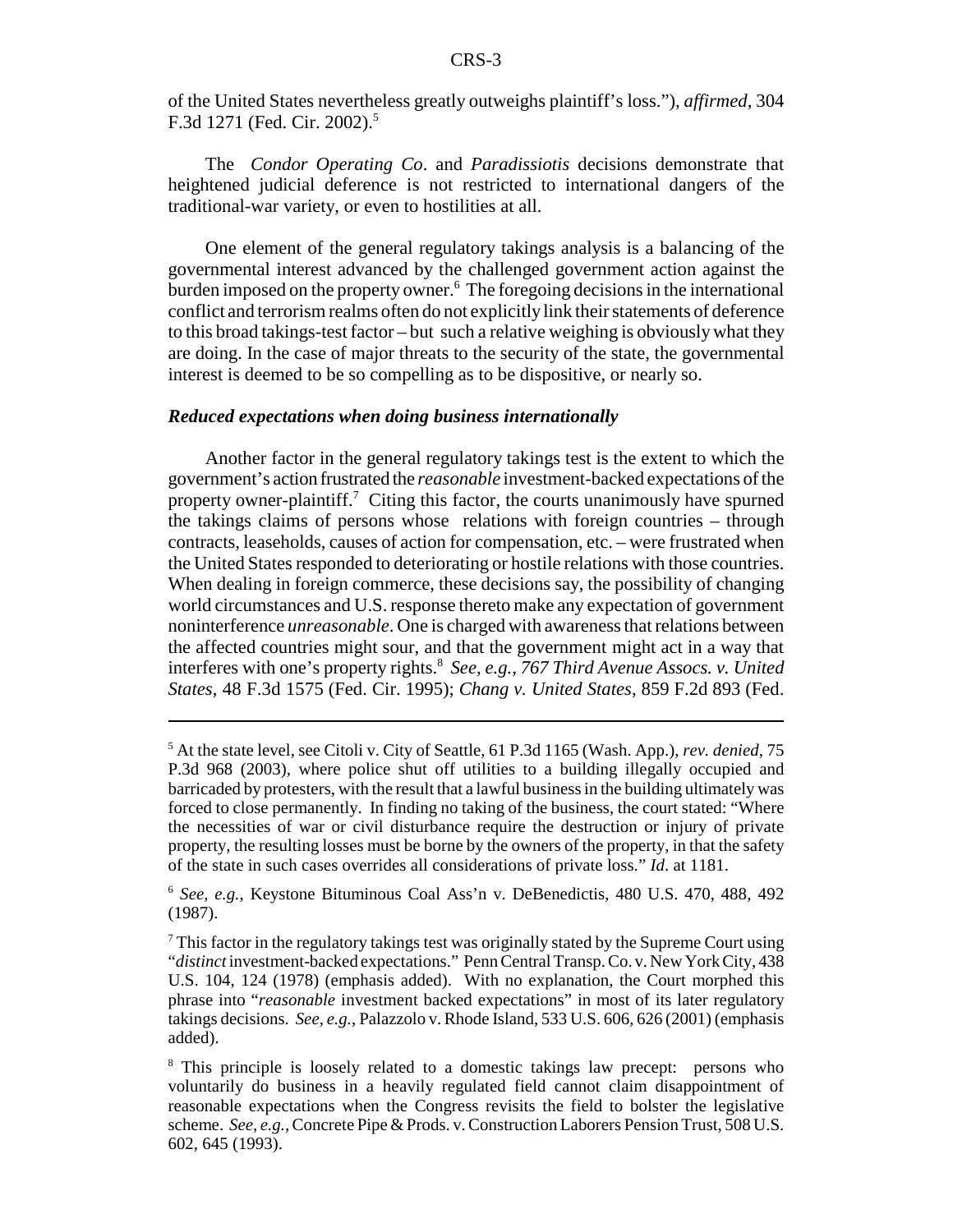of the United States nevertheless greatly outweighs plaintiff's loss."), *affirmed*, 304 F.3d 1271 (Fed. Cir. 2002).[5]

The *Condor Operating Co*. and *Paradissiotis* decisions demonstrate that heightened judicial deference is not restricted to international dangers of the traditional-war variety, or even to hostilities at all.

One element of the general regulatory takings analysis is a balancing of the governmental interest advanced by the challenged government action against the burden imposed on the property owner.[6] The foregoing decisions in the international conflict and terrorism realms often do not explicitly link their statements of deference to this broad takings-test factor – but such a relative weighing is obviously what they are doing. In the case of major threats to the security of the state, the governmental interest is deemed to be so compelling as to be dispositive, or nearly so.

#### *Reduced expectations when doing business internationally*

Another factor in the general regulatory takings test is the extent to which the government's action frustrated the *reasonable* investment-backed expectations of the property owner-plaintiff.[7] Citing this factor, the courts unanimously have spurned the takings claims of persons whose relations with foreign countries – through contracts, leaseholds, causes of action for compensation, etc. – were frustrated when the United States responded to deteriorating or hostile relations with those countries. When dealing in foreign commerce, these decisions say, the possibility of changing world circumstances and U.S. response thereto make any expectation of government noninterference *unreasonable*. One is charged with awareness that relations between the affected countries might sour, and that the government might act in a way that interferes with one's property rights.[8] *See, e.g.*, *767 Third Avenue Assocs. v. United States*, 48 F.3d 1575 (Fed. Cir. 1995); *Chang v. United States*, 859 F.2d 893 (Fed.

---

[5] At the state level, see Citoli v. City of Seattle, 61 P.3d 1165 (Wash. App.), *rev. denied*, 75 P.3d 968 (2003), where police shut off utilities to a building illegally occupied and barricaded by protesters, with the result that a lawful business in the building ultimately was forced to close permanently. In finding no taking of the business, the court stated: "Where the necessities of war or civil disturbance require the destruction or injury of private property, the resulting losses must be borne by the owners of the property, in that the safety of the state in such cases overrides all considerations of private loss." *Id*. at 1181.

[6] *See, e.g.*, Keystone Bituminous Coal Ass'n v. DeBenedictis, 480 U.S. 470, 488, 492 (1987).

[7] This factor in the regulatory takings test was originally stated by the Supreme Court using "*distinct* investment-backed expectations." Penn Central Transp. Co. v. New York City, 438 U.S. 104, 124 (1978) (emphasis added). With no explanation, the Court morphed this phrase into "*reasonable* investment backed expectations" in most of its later regulatory takings decisions. *See, e.g.*, Palazzolo v. Rhode Island, 533 U.S. 606, 626 (2001) (emphasis added).

[8] This principle is loosely related to a domestic takings law precept: persons who voluntarily do business in a heavily regulated field cannot claim disappointment of reasonable expectations when the Congress revisits the field to bolster the legislative scheme. *See, e.g.*, Concrete Pipe & Prods. v. Construction Laborers Pension Trust, 508 U.S. 602, 645 (1993).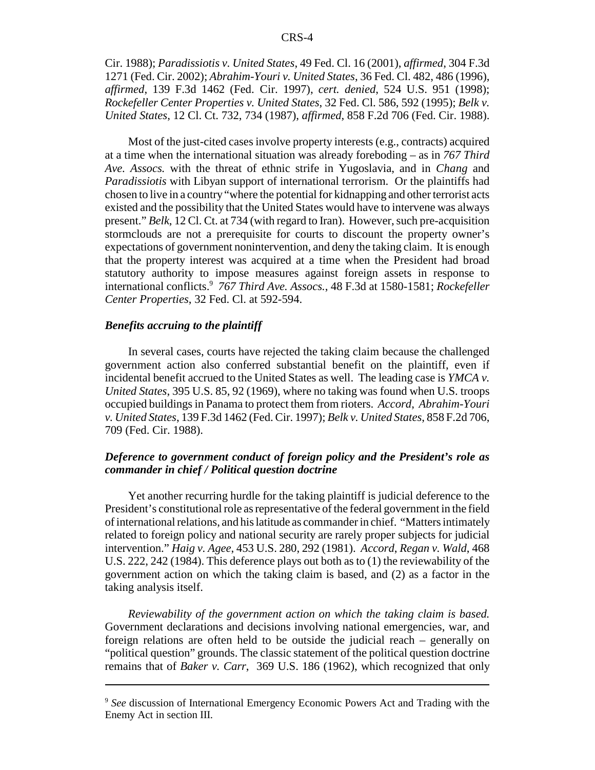Cir. 1988); *Paradissiotis v. United States*, 49 Fed. Cl. 16 (2001), *affirmed*, 304 F.3d 1271 (Fed. Cir. 2002); *Abrahim-Youri v. United States*, 36 Fed. Cl. 482, 486 (1996), *affirmed*, 139 F.3d 1462 (Fed. Cir. 1997), *cert. denied*, 524 U.S. 951 (1998); *Rockefeller Center Properties v. United States*, 32 Fed. Cl. 586, 592 (1995); *Belk v. United States*, 12 Cl. Ct. 732, 734 (1987), *affirmed*, 858 F.2d 706 (Fed. Cir. 1988).

Most of the just-cited cases involve property interests (e.g., contracts) acquired at a time when the international situation was already foreboding – as in *767 Third Ave. Assocs.* with the threat of ethnic strife in Yugoslavia, and in *Chang* and *Paradissiotis* with Libyan support of international terrorism. Or the plaintiffs had chosen to live in a country "where the potential for kidnapping and other terrorist acts existed and the possibility that the United States would have to intervene was always present." *Belk*, 12 Cl. Ct. at 734 (with regard to Iran). However, such pre-acquisition stormclouds are not a prerequisite for courts to discount the property owner's expectations of government nonintervention, and deny the taking claim. It is enough that the property interest was acquired at a time when the President had broad statutory authority to impose measures against foreign assets in response to international conflicts.[9] *767 Third Ave. Assocs.*, 48 F.3d at 1580-1581; *Rockefeller Center Properties*, 32 Fed. Cl. at 592-594.

***Benefits accruing to the plaintiff***

In several cases, courts have rejected the taking claim because the challenged government action also conferred substantial benefit on the plaintiff, even if incidental benefit accrued to the United States as well. The leading case is *YMCA v. United States*, 395 U.S. 85, 92 (1969), where no taking was found when U.S. troops occupied buildings in Panama to protect them from rioters. *Accord*, *Abrahim-Youri v. United States*, 139 F.3d 1462 (Fed. Cir. 1997); *Belk v. United States*, 858 F.2d 706, 709 (Fed. Cir. 1988).

***Deference to government conduct of foreign policy and the President's role as commander in chief / Political question doctrine***

Yet another recurring hurdle for the taking plaintiff is judicial deference to the President's constitutional role as representative of the federal government in the field of international relations, and his latitude as commander in chief. "Matters intimately related to foreign policy and national security are rarely proper subjects for judicial intervention." *Haig v. Agee*, 453 U.S. 280, 292 (1981). *Accord*, *Regan v. Wald*, 468 U.S. 222, 242 (1984). This deference plays out both as to (1) the reviewability of the government action on which the taking claim is based, and (2) as a factor in the taking analysis itself.

*Reviewability of the government action on which the taking claim is based.* Government declarations and decisions involving national emergencies, war, and foreign relations are often held to be outside the judicial reach – generally on "political question" grounds. The classic statement of the political question doctrine remains that of *Baker v. Carr*, 369 U.S. 186 (1962), which recognized that only

[9] *See* discussion of International Emergency Economic Powers Act and Trading with the Enemy Act in section III.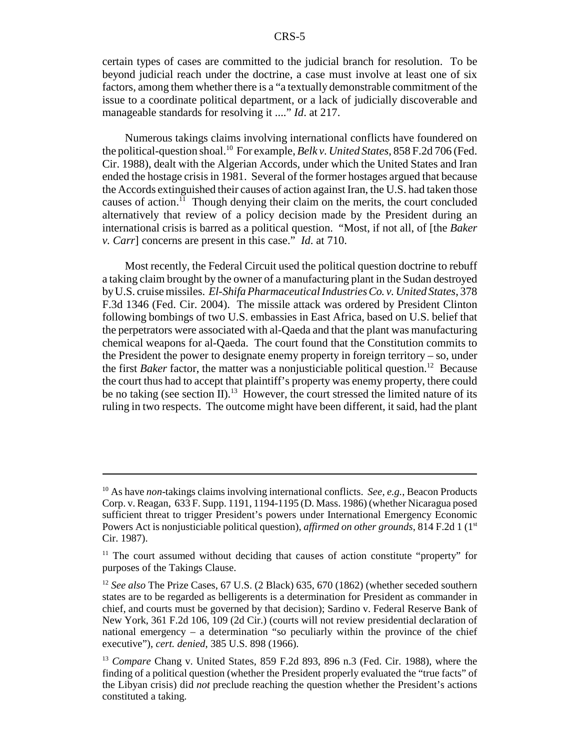certain types of cases are committed to the judicial branch for resolution. To be beyond judicial reach under the doctrine, a case must involve at least one of six factors, among them whether there is a "a textually demonstrable commitment of the issue to a coordinate political department, or a lack of judicially discoverable and manageable standards for resolving it ...." *Id*. at 217.

Numerous takings claims involving international conflicts have foundered on the political-question shoal.[10] For example, *Belk v. United States*, 858 F.2d 706 (Fed. Cir. 1988), dealt with the Algerian Accords, under which the United States and Iran ended the hostage crisis in 1981. Several of the former hostages argued that because the Accords extinguished their causes of action against Iran, the U.S. had taken those causes of action.[11] Though denying their claim on the merits, the court concluded alternatively that review of a policy decision made by the President during an international crisis is barred as a political question. "Most, if not all, of [the *Baker v. Carr*] concerns are present in this case." *Id*. at 710.

Most recently, the Federal Circuit used the political question doctrine to rebuff a taking claim brought by the owner of a manufacturing plant in the Sudan destroyed by U.S. cruise missiles. *El-Shifa Pharmaceutical Industries Co. v. United States*, 378 F.3d 1346 (Fed. Cir. 2004). The missile attack was ordered by President Clinton following bombings of two U.S. embassies in East Africa, based on U.S. belief that the perpetrators were associated with al-Qaeda and that the plant was manufacturing chemical weapons for al-Qaeda. The court found that the Constitution commits to the President the power to designate enemy property in foreign territory – so, under the first *Baker* factor, the matter was a nonjusticiable political question.[12] Because the court thus had to accept that plaintiff's property was enemy property, there could be no taking (see section II).[13] However, the court stressed the limited nature of its ruling in two respects. The outcome might have been different, it said, had the plant

---

[10] As have *non*-takings claims involving international conflicts. *See, e.g.*, Beacon Products Corp. v. Reagan, 633 F. Supp. 1191, 1194-1195 (D. Mass. 1986) (whether Nicaragua posed sufficient threat to trigger President's powers under International Emergency Economic Powers Act is nonjusticiable political question), *affirmed on other grounds*, 814 F.2d 1 (1st Cir. 1987).

[11] The court assumed without deciding that causes of action constitute "property" for purposes of the Takings Clause.

[12] *See also* The Prize Cases, 67 U.S. (2 Black) 635, 670 (1862) (whether seceded southern states are to be regarded as belligerents is a determination for President as commander in chief, and courts must be governed by that decision); Sardino v. Federal Reserve Bank of New York, 361 F.2d 106, 109 (2d Cir.) (courts will not review presidential declaration of national emergency – a determination "so peculiarly within the province of the chief executive"), *cert. denied*, 385 U.S. 898 (1966).

[13] *Compare* Chang v. United States, 859 F.2d 893, 896 n.3 (Fed. Cir. 1988), where the finding of a political question (whether the President properly evaluated the "true facts" of the Libyan crisis) did *not* preclude reaching the question whether the President's actions constituted a taking.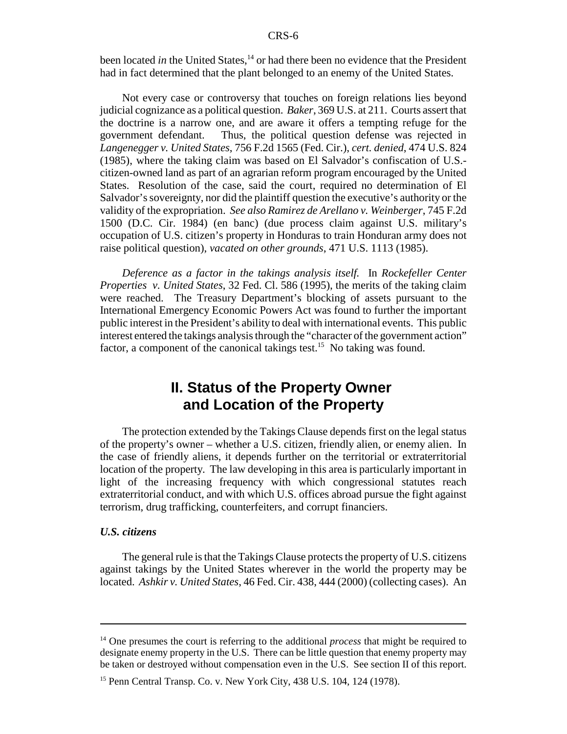been located *in* the United States,[14] or had there been no evidence that the President had in fact determined that the plant belonged to an enemy of the United States.

Not every case or controversy that touches on foreign relations lies beyond judicial cognizance as a political question. *Baker*, 369 U.S. at 211. Courts assert that the doctrine is a narrow one, and are aware it offers a tempting refuge for the government defendant. Thus, the political question defense was rejected in *Langenegger v. United States*, 756 F.2d 1565 (Fed. Cir.), *cert. denied*, 474 U.S. 824 (1985), where the taking claim was based on El Salvador's confiscation of U.S.-citizen-owned land as part of an agrarian reform program encouraged by the United States. Resolution of the case, said the court, required no determination of El Salvador's sovereignty, nor did the plaintiff question the executive's authority or the validity of the expropriation. *See also Ramirez de Arellano v. Weinberger*, 745 F.2d 1500 (D.C. Cir. 1984) (en banc) (due process claim against U.S. military's occupation of U.S. citizen's property in Honduras to train Honduran army does not raise political question), *vacated on other grounds*, 471 U.S. 1113 (1985).

*Deference as a factor in the takings analysis itself.* In *Rockefeller Center Properties v. United States*, 32 Fed. Cl. 586 (1995), the merits of the taking claim were reached. The Treasury Department's blocking of assets pursuant to the International Emergency Economic Powers Act was found to further the important public interest in the President's ability to deal with international events. This public interest entered the takings analysis through the "character of the government action" factor, a component of the canonical takings test.[15] No taking was found.

## II. Status of the Property Owner and Location of the Property

The protection extended by the Takings Clause depends first on the legal status of the property's owner – whether a U.S. citizen, friendly alien, or enemy alien. In the case of friendly aliens, it depends further on the territorial or extraterritorial location of the property. The law developing in this area is particularly important in light of the increasing frequency with which congressional statutes reach extraterritorial conduct, and with which U.S. offices abroad pursue the fight against terrorism, drug trafficking, counterfeiters, and corrupt financiers.

### *U.S. citizens*

The general rule is that the Takings Clause protects the property of U.S. citizens against takings by the United States wherever in the world the property may be located. *Ashkir v. United States*, 46 Fed. Cir. 438, 444 (2000) (collecting cases). An

---

[14] One presumes the court is referring to the additional *process* that might be required to designate enemy property in the U.S. There can be little question that enemy property may be taken or destroyed without compensation even in the U.S. See section II of this report.

[15] Penn Central Transp. Co. v. New York City, 438 U.S. 104, 124 (1978).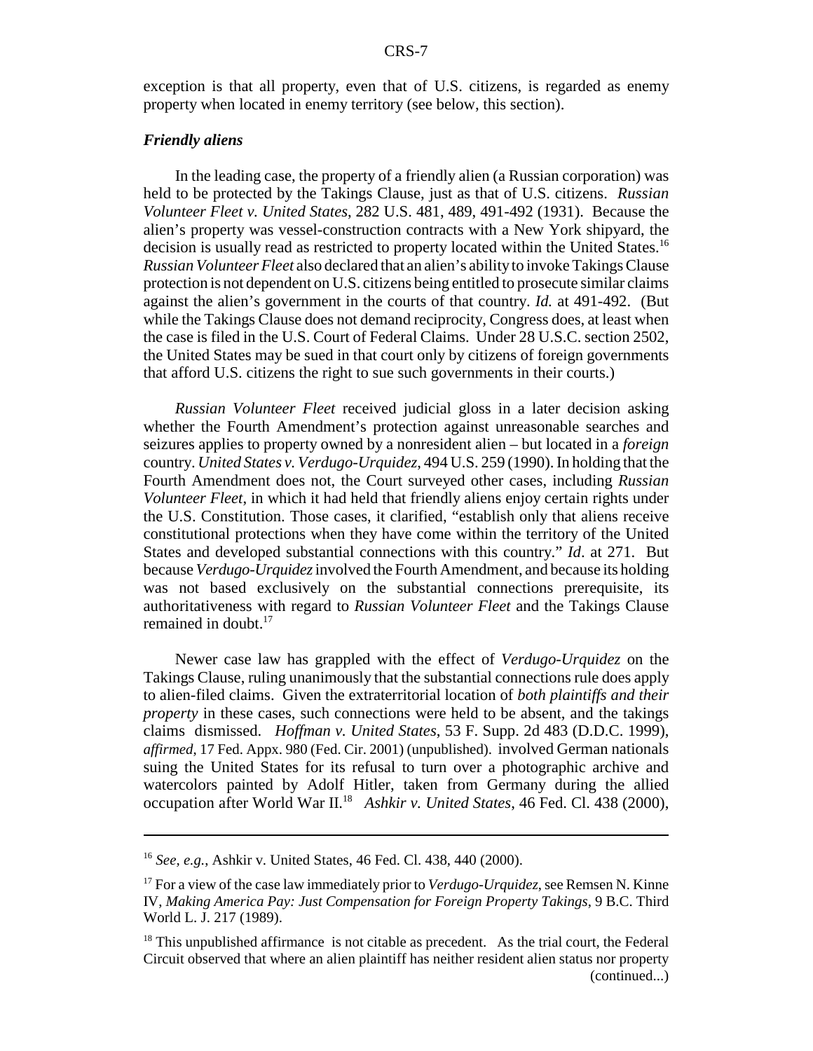exception is that all property, even that of U.S. citizens, is regarded as enemy property when located in enemy territory (see below, this section).

### *Friendly aliens*

In the leading case, the property of a friendly alien (a Russian corporation) was held to be protected by the Takings Clause, just as that of U.S. citizens. *Russian Volunteer Fleet v. United States*, 282 U.S. 481, 489, 491-492 (1931). Because the alien's property was vessel-construction contracts with a New York shipyard, the decision is usually read as restricted to property located within the United States.[16] *Russian Volunteer Fleet* also declared that an alien's ability to invoke Takings Clause protection is not dependent on U.S. citizens being entitled to prosecute similar claims against the alien's government in the courts of that country. *Id.* at 491-492. (But while the Takings Clause does not demand reciprocity, Congress does, at least when the case is filed in the U.S. Court of Federal Claims. Under 28 U.S.C. section 2502, the United States may be sued in that court only by citizens of foreign governments that afford U.S. citizens the right to sue such governments in their courts.)

*Russian Volunteer Fleet* received judicial gloss in a later decision asking whether the Fourth Amendment's protection against unreasonable searches and seizures applies to property owned by a nonresident alien – but located in a *foreign* country. *United States v. Verdugo-Urquidez*, 494 U.S. 259 (1990). In holding that the Fourth Amendment does not, the Court surveyed other cases, including *Russian Volunteer Fleet*, in which it had held that friendly aliens enjoy certain rights under the U.S. Constitution. Those cases, it clarified, "establish only that aliens receive constitutional protections when they have come within the territory of the United States and developed substantial connections with this country." *Id*. at 271. But because *Verdugo-Urquidez* involved the Fourth Amendment, and because its holding was not based exclusively on the substantial connections prerequisite, its authoritativeness with regard to *Russian Volunteer Fleet* and the Takings Clause remained in doubt.[17]

Newer case law has grappled with the effect of *Verdugo-Urquidez* on the Takings Clause, ruling unanimously that the substantial connections rule does apply to alien-filed claims. Given the extraterritorial location of *both plaintiffs and their property* in these cases, such connections were held to be absent, and the takings claims dismissed. *Hoffman v. United States*, 53 F. Supp. 2d 483 (D.D.C. 1999), *affirmed*, 17 Fed. Appx. 980 (Fed. Cir. 2001) (unpublished). involved German nationals suing the United States for its refusal to turn over a photographic archive and watercolors painted by Adolf Hitler, taken from Germany during the allied occupation after World War II.[18] *Ashkir v. United States*, 46 Fed. Cl. 438 (2000),

---

[16] *See, e.g.*, Ashkir v. United States, 46 Fed. Cl. 438, 440 (2000).

[17] For a view of the case law immediately prior to *Verdugo-Urquidez*, see Remsen N. Kinne IV, *Making America Pay: Just Compensation for Foreign Property Takings*, 9 B.C. Third World L. J. 217 (1989).

[18] This unpublished affirmance is not citable as precedent. As the trial court, the Federal Circuit observed that where an alien plaintiff has neither resident alien status nor property (continued...)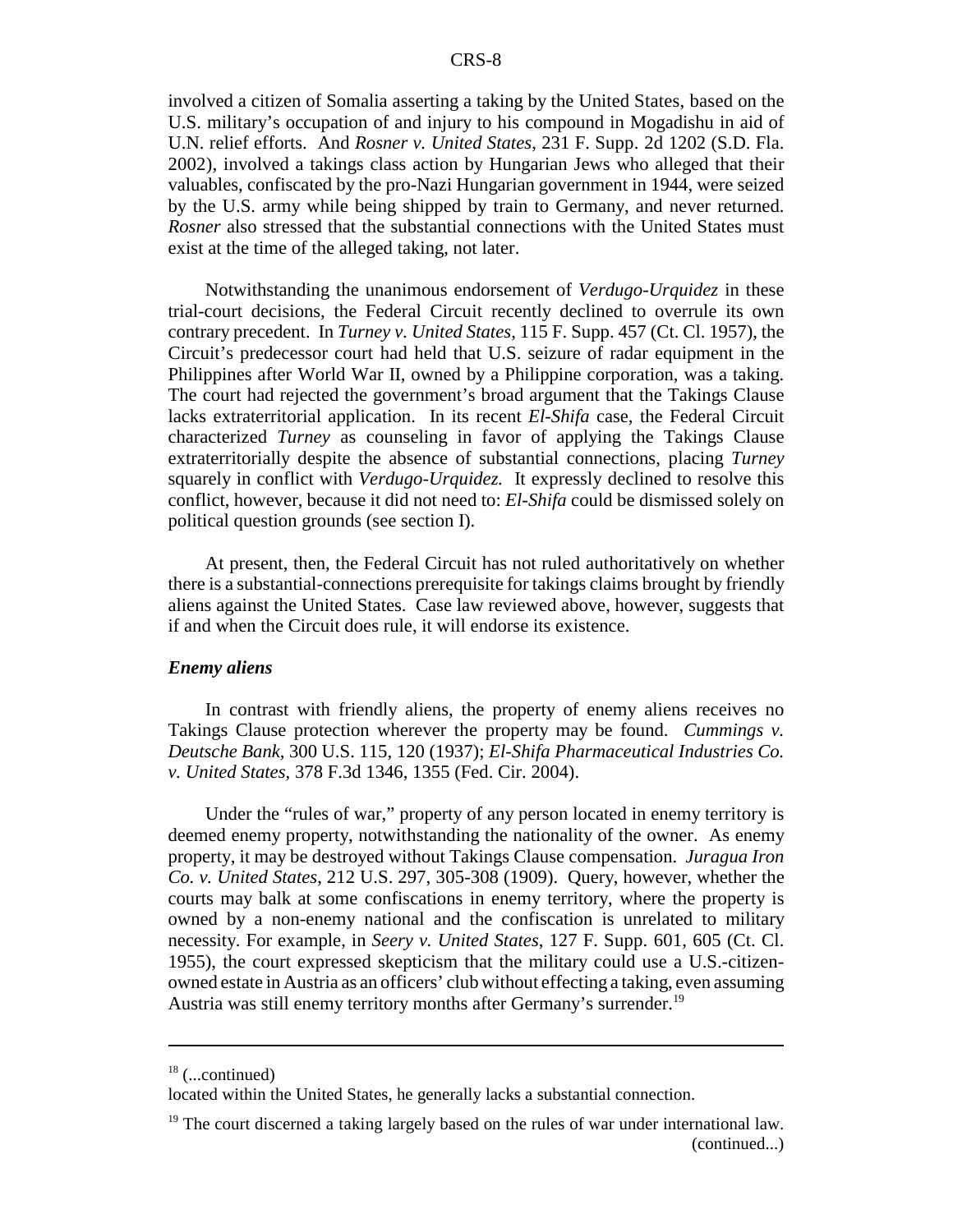involved a citizen of Somalia asserting a taking by the United States, based on the U.S. military's occupation of and injury to his compound in Mogadishu in aid of U.N. relief efforts. And *Rosner v. United States*, 231 F. Supp. 2d 1202 (S.D. Fla. 2002), involved a takings class action by Hungarian Jews who alleged that their valuables, confiscated by the pro-Nazi Hungarian government in 1944, were seized by the U.S. army while being shipped by train to Germany, and never returned. *Rosner* also stressed that the substantial connections with the United States must exist at the time of the alleged taking, not later.

Notwithstanding the unanimous endorsement of *Verdugo-Urquidez* in these trial-court decisions, the Federal Circuit recently declined to overrule its own contrary precedent. In *Turney v. United States*, 115 F. Supp. 457 (Ct. Cl. 1957), the Circuit's predecessor court had held that U.S. seizure of radar equipment in the Philippines after World War II, owned by a Philippine corporation, was a taking. The court had rejected the government's broad argument that the Takings Clause lacks extraterritorial application. In its recent *El-Shifa* case, the Federal Circuit characterized *Turney* as counseling in favor of applying the Takings Clause extraterritorially despite the absence of substantial connections, placing *Turney* squarely in conflict with *Verdugo-Urquidez.* It expressly declined to resolve this conflict, however, because it did not need to: *El-Shifa* could be dismissed solely on political question grounds (see section I).

At present, then, the Federal Circuit has not ruled authoritatively on whether there is a substantial-connections prerequisite for takings claims brought by friendly aliens against the United States. Case law reviewed above, however, suggests that if and when the Circuit does rule, it will endorse its existence.

***Enemy aliens***

In contrast with friendly aliens, the property of enemy aliens receives no Takings Clause protection wherever the property may be found. *Cummings v. Deutsche Bank*, 300 U.S. 115, 120 (1937); *El-Shifa Pharmaceutical Industries Co. v. United States*, 378 F.3d 1346, 1355 (Fed. Cir. 2004).

Under the "rules of war," property of any person located in enemy territory is deemed enemy property, notwithstanding the nationality of the owner. As enemy property, it may be destroyed without Takings Clause compensation. *Juragua Iron Co. v. United States*, 212 U.S. 297, 305-308 (1909). Query, however, whether the courts may balk at some confiscations in enemy territory, where the property is owned by a non-enemy national and the confiscation is unrelated to military necessity. For example, in *Seery v. United States*, 127 F. Supp. 601, 605 (Ct. Cl. 1955), the court expressed skepticism that the military could use a U.S.-citizen-owned estate in Austria as an officers' club without effecting a taking, even assuming Austria was still enemy territory months after Germany's surrender.[19]

---

[18] (...continued)
located within the United States, he generally lacks a substantial connection.

[19] The court discerned a taking largely based on the rules of war under international law.
(continued...)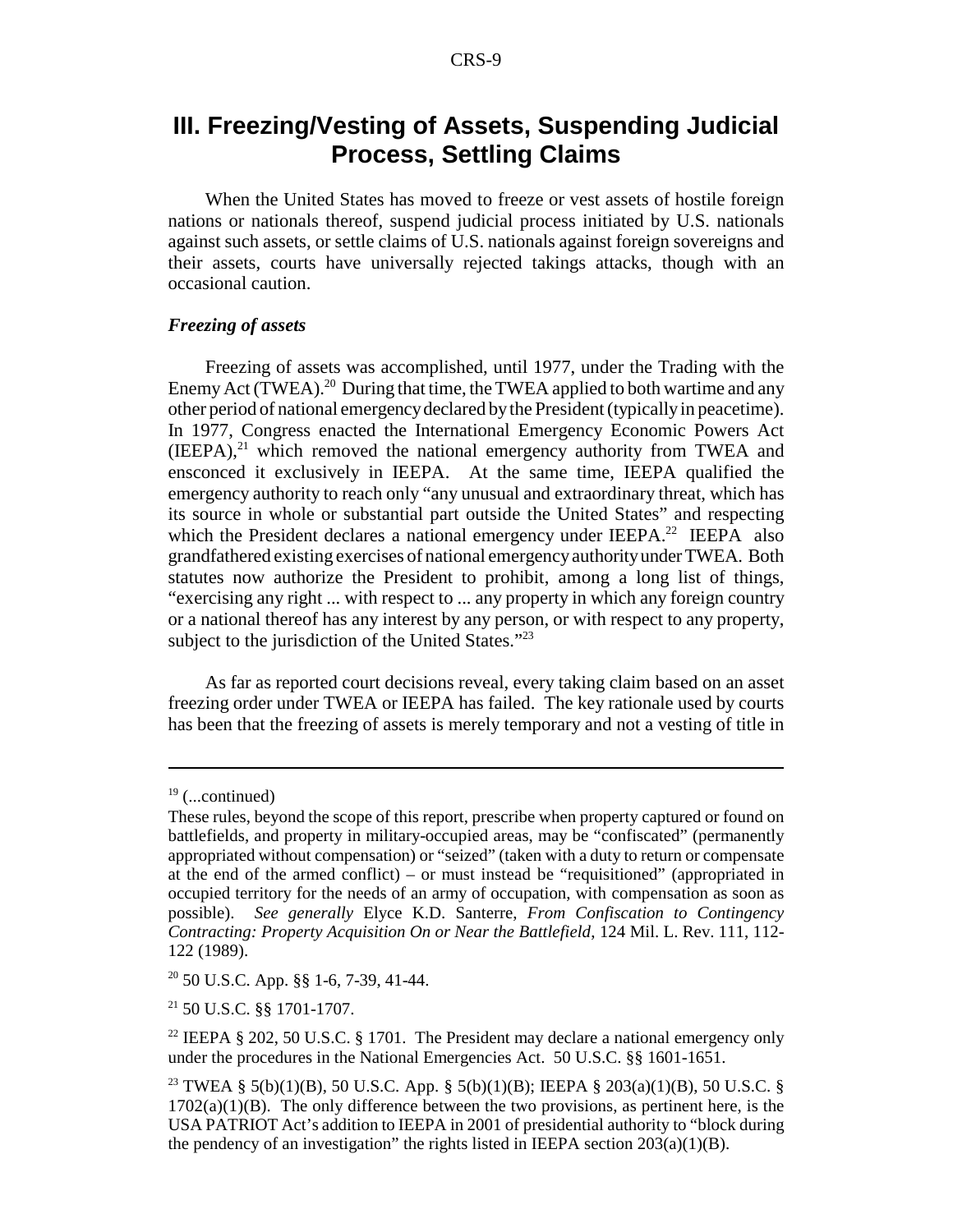## III. Freezing/Vesting of Assets, Suspending Judicial Process, Settling Claims

When the United States has moved to freeze or vest assets of hostile foreign nations or nationals thereof, suspend judicial process initiated by U.S. nationals against such assets, or settle claims of U.S. nationals against foreign sovereigns and their assets, courts have universally rejected takings attacks, though with an occasional caution.

### *Freezing of assets*

Freezing of assets was accomplished, until 1977, under the Trading with the Enemy Act (TWEA).[20] During that time, the TWEA applied to both wartime and any other period of national emergency declared by the President (typically in peacetime). In 1977, Congress enacted the International Emergency Economic Powers Act (IEEPA),[21] which removed the national emergency authority from TWEA and ensconced it exclusively in IEEPA. At the same time, IEEPA qualified the emergency authority to reach only "any unusual and extraordinary threat, which has its source in whole or substantial part outside the United States" and respecting which the President declares a national emergency under IEEPA.[22] IEEPA also grandfathered existing exercises of national emergency authority under TWEA. Both statutes now authorize the President to prohibit, among a long list of things, "exercising any right ... with respect to ... any property in which any foreign country or a national thereof has any interest by any person, or with respect to any property, subject to the jurisdiction of the United States."[23]

As far as reported court decisions reveal, every taking claim based on an asset freezing order under TWEA or IEEPA has failed. The key rationale used by courts has been that the freezing of assets is merely temporary and not a vesting of title in

---

[19] (...continued)

These rules, beyond the scope of this report, prescribe when property captured or found on battlefields, and property in military-occupied areas, may be "confiscated" (permanently appropriated without compensation) or "seized" (taken with a duty to return or compensate at the end of the armed conflict) – or must instead be "requisitioned" (appropriated in occupied territory for the needs of an army of occupation, with compensation as soon as possible). *See generally* Elyce K.D. Santerre, *From Confiscation to Contingency Contracting: Property Acquisition On or Near the Battlefield*, 124 Mil. L. Rev. 111, 112-122 (1989).

[20] 50 U.S.C. App. §§ 1-6, 7-39, 41-44.

[21] 50 U.S.C. §§ 1701-1707.

[22] IEEPA § 202, 50 U.S.C. § 1701. The President may declare a national emergency only under the procedures in the National Emergencies Act. 50 U.S.C. §§ 1601-1651.

[23] TWEA § 5(b)(1)(B), 50 U.S.C. App. § 5(b)(1)(B); IEEPA § 203(a)(1)(B), 50 U.S.C. § 1702(a)(1)(B). The only difference between the two provisions, as pertinent here, is the USA PATRIOT Act's addition to IEEPA in 2001 of presidential authority to "block during the pendency of an investigation" the rights listed in IEEPA section 203(a)(1)(B).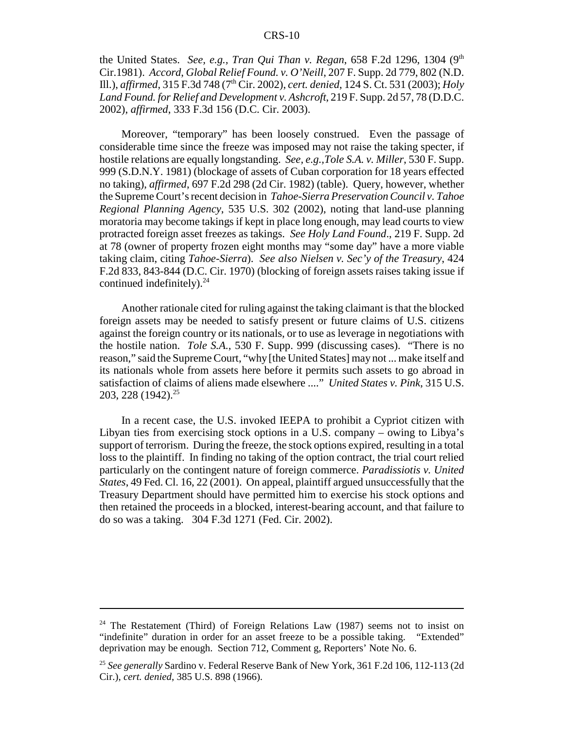the United States. *See, e.g., Tran Qui Than v. Regan*, 658 F.2d 1296, 1304 (9th Cir.1981). *Accord*, *Global Relief Found. v. O'Neill*, 207 F. Supp. 2d 779, 802 (N.D. Ill.), *affirmed*, 315 F.3d 748 (7th Cir. 2002), *cert. denied*, 124 S. Ct. 531 (2003); *Holy Land Found. for Relief and Development v. Ashcroft*, 219 F. Supp. 2d 57, 78 (D.D.C. 2002), *affirmed*, 333 F.3d 156 (D.C. Cir. 2003).

Moreover, "temporary" has been loosely construed. Even the passage of considerable time since the freeze was imposed may not raise the taking specter, if hostile relations are equally longstanding. *See, e.g.,Tole S.A. v. Miller*, 530 F. Supp. 999 (S.D.N.Y. 1981) (blockage of assets of Cuban corporation for 18 years effected no taking), *affirmed*, 697 F.2d 298 (2d Cir. 1982) (table). Query, however, whether the Supreme Court's recent decision in *Tahoe-Sierra Preservation Council v. Tahoe Regional Planning Agency*, 535 U.S. 302 (2002), noting that land-use planning moratoria may become takings if kept in place long enough, may lead courts to view protracted foreign asset freezes as takings. *See Holy Land Found*., 219 F. Supp. 2d at 78 (owner of property frozen eight months may "some day" have a more viable taking claim, citing *Tahoe-Sierra*). *See also Nielsen v. Sec'y of the Treasury*, 424 F.2d 833, 843-844 (D.C. Cir. 1970) (blocking of foreign assets raises taking issue if continued indefinitely).[24]

Another rationale cited for ruling against the taking claimant is that the blocked foreign assets may be needed to satisfy present or future claims of U.S. citizens against the foreign country or its nationals, or to use as leverage in negotiations with the hostile nation. *Tole S.A.*, 530 F. Supp. 999 (discussing cases). "There is no reason," said the Supreme Court, "why [the United States] may not ... make itself and its nationals whole from assets here before it permits such assets to go abroad in satisfaction of claims of aliens made elsewhere ...." *United States v. Pink*, 315 U.S. 203, 228 (1942).[25]

In a recent case, the U.S. invoked IEEPA to prohibit a Cypriot citizen with Libyan ties from exercising stock options in a U.S. company – owing to Libya's support of terrorism. During the freeze, the stock options expired, resulting in a total loss to the plaintiff. In finding no taking of the option contract, the trial court relied particularly on the contingent nature of foreign commerce. *Paradissiotis v. United States*, 49 Fed. Cl. 16, 22 (2001). On appeal, plaintiff argued unsuccessfully that the Treasury Department should have permitted him to exercise his stock options and then retained the proceeds in a blocked, interest-bearing account, and that failure to do so was a taking. 304 F.3d 1271 (Fed. Cir. 2002).

---

[24] The Restatement (Third) of Foreign Relations Law (1987) seems not to insist on "indefinite" duration in order for an asset freeze to be a possible taking. "Extended" deprivation may be enough. Section 712, Comment g, Reporters' Note No. 6.

[25] *See generally* Sardino v. Federal Reserve Bank of New York, 361 F.2d 106, 112-113 (2d Cir.), *cert. denied*, 385 U.S. 898 (1966).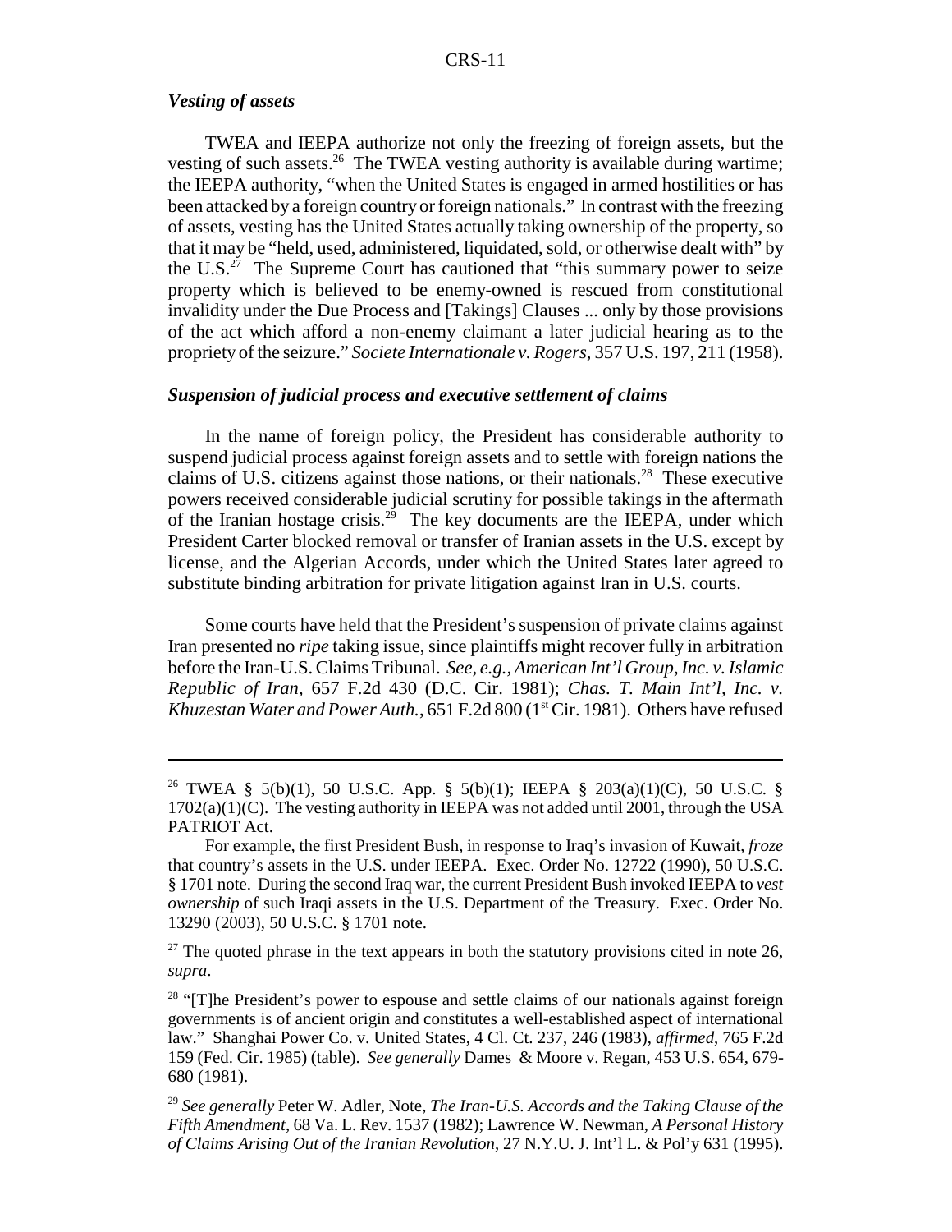***Vesting of assets***

TWEA and IEEPA authorize not only the freezing of foreign assets, but the vesting of such assets.[26] The TWEA vesting authority is available during wartime; the IEEPA authority, "when the United States is engaged in armed hostilities or has been attacked by a foreign country or foreign nationals." In contrast with the freezing of assets, vesting has the United States actually taking ownership of the property, so that it may be "held, used, administered, liquidated, sold, or otherwise dealt with" by the U.S.[27] The Supreme Court has cautioned that "this summary power to seize property which is believed to be enemy-owned is rescued from constitutional invalidity under the Due Process and [Takings] Clauses ... only by those provisions of the act which afford a non-enemy claimant a later judicial hearing as to the propriety of the seizure." *Societe Internationale v. Rogers*, 357 U.S. 197, 211 (1958).

***Suspension of judicial process and executive settlement of claims***

In the name of foreign policy, the President has considerable authority to suspend judicial process against foreign assets and to settle with foreign nations the claims of U.S. citizens against those nations, or their nationals.[28] These executive powers received considerable judicial scrutiny for possible takings in the aftermath of the Iranian hostage crisis.[29] The key documents are the IEEPA, under which President Carter blocked removal or transfer of Iranian assets in the U.S. except by license, and the Algerian Accords, under which the United States later agreed to substitute binding arbitration for private litigation against Iran in U.S. courts.

Some courts have held that the President's suspension of private claims against Iran presented no *ripe* taking issue, since plaintiffs might recover fully in arbitration before the Iran-U.S. Claims Tribunal. *See, e.g., American Int'l Group, Inc. v. Islamic Republic of Iran*, 657 F.2d 430 (D.C. Cir. 1981); *Chas. T. Main Int'l, Inc. v. Khuzestan Water and Power Auth.*, 651 F.2d 800 (1st Cir. 1981). Others have refused

---

[26] TWEA § 5(b)(1), 50 U.S.C. App. § 5(b)(1); IEEPA § 203(a)(1)(C), 50 U.S.C. § 1702(a)(1)(C). The vesting authority in IEEPA was not added until 2001, through the USA PATRIOT Act.

For example, the first President Bush, in response to Iraq's invasion of Kuwait, *froze* that country's assets in the U.S. under IEEPA. Exec. Order No. 12722 (1990), 50 U.S.C. § 1701 note. During the second Iraq war, the current President Bush invoked IEEPA to *vest ownership* of such Iraqi assets in the U.S. Department of the Treasury. Exec. Order No. 13290 (2003), 50 U.S.C. § 1701 note.

[27] The quoted phrase in the text appears in both the statutory provisions cited in note 26, *supra*.

[28] "[T]he President's power to espouse and settle claims of our nationals against foreign governments is of ancient origin and constitutes a well-established aspect of international law." Shanghai Power Co. v. United States, 4 Cl. Ct. 237, 246 (1983), *affirmed*, 765 F.2d 159 (Fed. Cir. 1985) (table). *See generally* Dames & Moore v. Regan, 453 U.S. 654, 679-680 (1981).

[29] *See generally* Peter W. Adler, Note, *The Iran-U.S. Accords and the Taking Clause of the Fifth Amendment*, 68 Va. L. Rev. 1537 (1982); Lawrence W. Newman, *A Personal History of Claims Arising Out of the Iranian Revolution*, 27 N.Y.U. J. Int'l L. & Pol'y 631 (1995).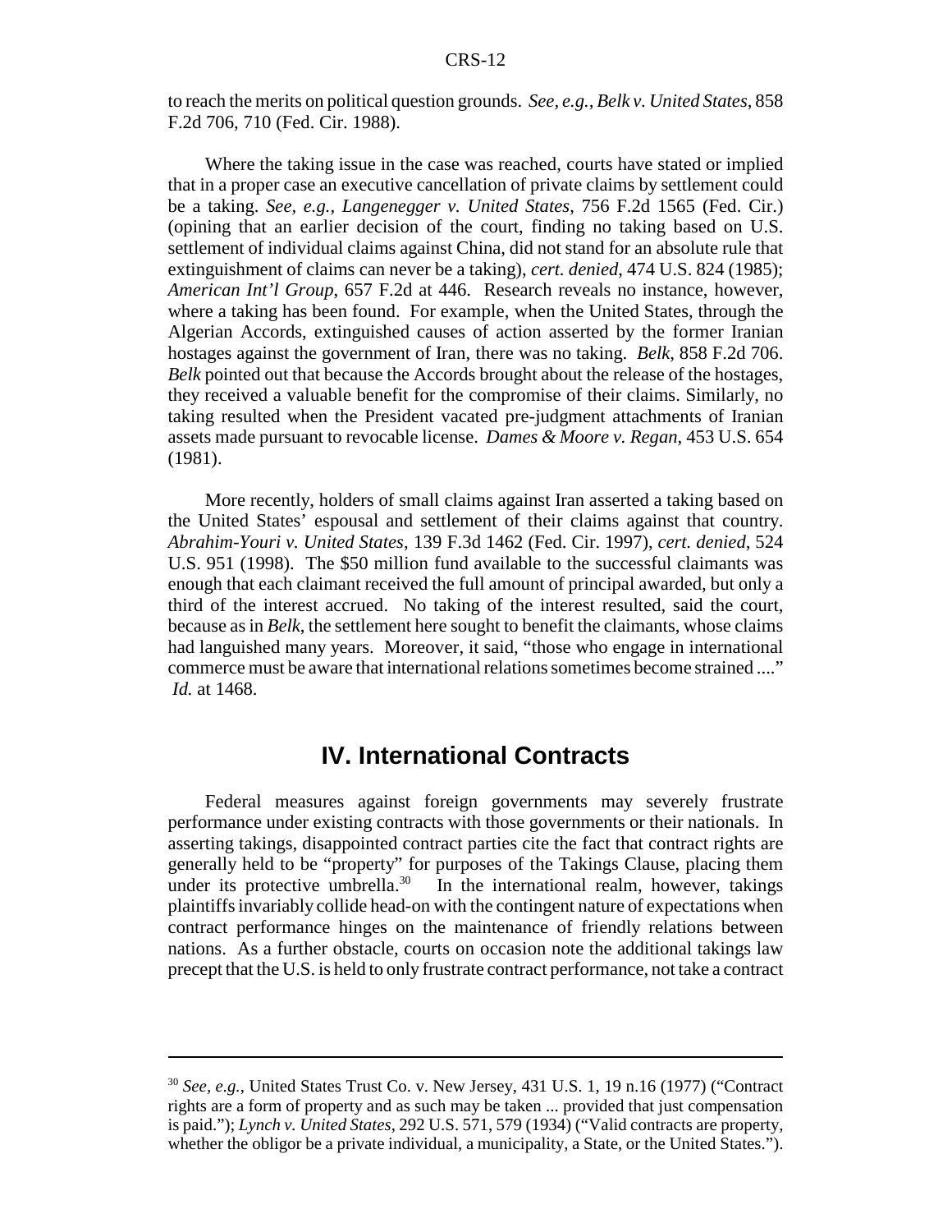to reach the merits on political question grounds. *See, e.g., Belk v. United States*, 858 F.2d 706, 710 (Fed. Cir. 1988).

Where the taking issue in the case was reached, courts have stated or implied that in a proper case an executive cancellation of private claims by settlement could be a taking. *See, e.g., Langenegger v. United States*, 756 F.2d 1565 (Fed. Cir.) (opining that an earlier decision of the court, finding no taking based on U.S. settlement of individual claims against China, did not stand for an absolute rule that extinguishment of claims can never be a taking), *cert. denied*, 474 U.S. 824 (1985); *American Int'l Group*, 657 F.2d at 446. Research reveals no instance, however, where a taking has been found. For example, when the United States, through the Algerian Accords, extinguished causes of action asserted by the former Iranian hostages against the government of Iran, there was no taking. *Belk*, 858 F.2d 706. *Belk* pointed out that because the Accords brought about the release of the hostages, they received a valuable benefit for the compromise of their claims. Similarly, no taking resulted when the President vacated pre-judgment attachments of Iranian assets made pursuant to revocable license. *Dames & Moore v. Regan*, 453 U.S. 654 (1981).

More recently, holders of small claims against Iran asserted a taking based on the United States' espousal and settlement of their claims against that country. *Abrahim-Youri v. United States*, 139 F.3d 1462 (Fed. Cir. 1997), *cert. denied*, 524 U.S. 951 (1998). The $50 million fund available to the successful claimants was enough that each claimant received the full amount of principal awarded, but only a third of the interest accrued. No taking of the interest resulted, said the court, because as in *Belk*, the settlement here sought to benefit the claimants, whose claims had languished many years. Moreover, it said, "those who engage in international commerce must be aware that international relations sometimes become strained ...." *Id.* at 1468.

## IV. International Contracts

Federal measures against foreign governments may severely frustrate performance under existing contracts with those governments or their nationals. In asserting takings, disappointed contract parties cite the fact that contract rights are generally held to be "property" for purposes of the Takings Clause, placing them under its protective umbrella.[30] In the international realm, however, takings plaintiffs invariably collide head-on with the contingent nature of expectations when contract performance hinges on the maintenance of friendly relations between nations. As a further obstacle, courts on occasion note the additional takings law precept that the U.S. is held to only frustrate contract performance, not take a contract

---

[30] *See, e.g.*, United States Trust Co. v. New Jersey, 431 U.S. 1, 19 n.16 (1977) ("Contract rights are a form of property and as such may be taken ... provided that just compensation is paid."); *Lynch v. United States*, 292 U.S. 571, 579 (1934) ("Valid contracts are property, whether the obligor be a private individual, a municipality, a State, or the United States.").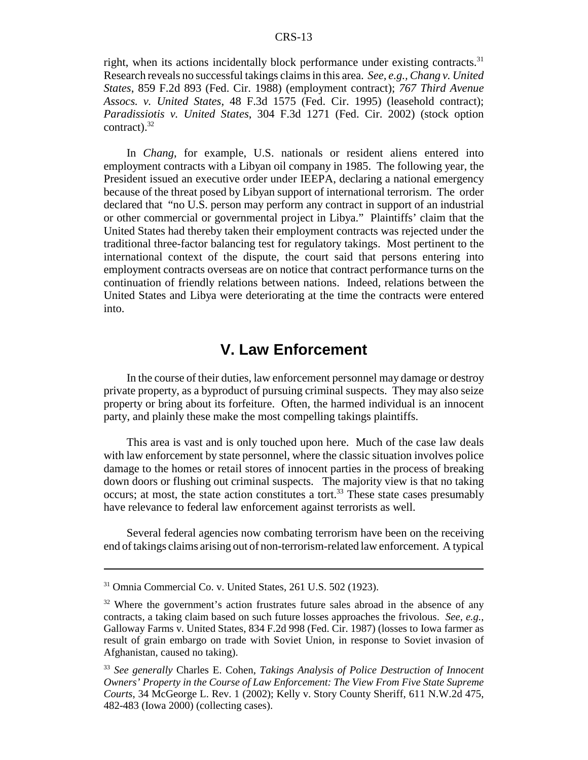right, when its actions incidentally block performance under existing contracts.[31] Research reveals no successful takings claims in this area. *See, e.g.*, *Chang v. United States*, 859 F.2d 893 (Fed. Cir. 1988) (employment contract); *767 Third Avenue Assocs. v. United States*, 48 F.3d 1575 (Fed. Cir. 1995) (leasehold contract); *Paradissiotis v. United States*, 304 F.3d 1271 (Fed. Cir. 2002) (stock option contract).[32]

In *Chang*, for example, U.S. nationals or resident aliens entered into employment contracts with a Libyan oil company in 1985. The following year, the President issued an executive order under IEEPA, declaring a national emergency because of the threat posed by Libyan support of international terrorism. The order declared that "no U.S. person may perform any contract in support of an industrial or other commercial or governmental project in Libya." Plaintiffs' claim that the United States had thereby taken their employment contracts was rejected under the traditional three-factor balancing test for regulatory takings. Most pertinent to the international context of the dispute, the court said that persons entering into employment contracts overseas are on notice that contract performance turns on the continuation of friendly relations between nations. Indeed, relations between the United States and Libya were deteriorating at the time the contracts were entered into.

## V. Law Enforcement

In the course of their duties, law enforcement personnel may damage or destroy private property, as a byproduct of pursuing criminal suspects. They may also seize property or bring about its forfeiture. Often, the harmed individual is an innocent party, and plainly these make the most compelling takings plaintiffs.

This area is vast and is only touched upon here. Much of the case law deals with law enforcement by state personnel, where the classic situation involves police damage to the homes or retail stores of innocent parties in the process of breaking down doors or flushing out criminal suspects. The majority view is that no taking occurs; at most, the state action constitutes a tort.[33] These state cases presumably have relevance to federal law enforcement against terrorists as well.

Several federal agencies now combating terrorism have been on the receiving end of takings claims arising out of non-terrorism-related law enforcement. A typical

---

[31] Omnia Commercial Co. v. United States, 261 U.S. 502 (1923).

[32] Where the government's action frustrates future sales abroad in the absence of any contracts, a taking claim based on such future losses approaches the frivolous. *See, e.g.*, Galloway Farms v. United States, 834 F.2d 998 (Fed. Cir. 1987) (losses to Iowa farmer as result of grain embargo on trade with Soviet Union, in response to Soviet invasion of Afghanistan, caused no taking).

[33] *See generally* Charles E. Cohen, *Takings Analysis of Police Destruction of Innocent Owners' Property in the Course of Law Enforcement: The View From Five State Supreme Courts*, 34 McGeorge L. Rev. 1 (2002); Kelly v. Story County Sheriff, 611 N.W.2d 475, 482-483 (Iowa 2000) (collecting cases).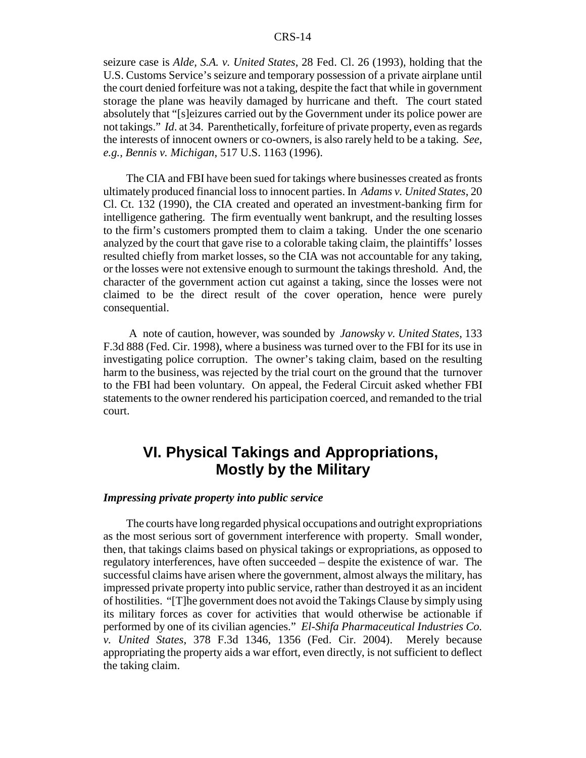seizure case is *Alde, S.A. v. United States*, 28 Fed. Cl. 26 (1993), holding that the U.S. Customs Service's seizure and temporary possession of a private airplane until the court denied forfeiture was not a taking, despite the fact that while in government storage the plane was heavily damaged by hurricane and theft. The court stated absolutely that "[s]eizures carried out by the Government under its police power are not takings." *Id*. at 34. Parenthetically, forfeiture of private property, even as regards the interests of innocent owners or co-owners, is also rarely held to be a taking. *See, e.g., Bennis v. Michigan*, 517 U.S. 1163 (1996).

The CIA and FBI have been sued for takings where businesses created as fronts ultimately produced financial loss to innocent parties. In *Adams v. United States*, 20 Cl. Ct. 132 (1990), the CIA created and operated an investment-banking firm for intelligence gathering. The firm eventually went bankrupt, and the resulting losses to the firm's customers prompted them to claim a taking. Under the one scenario analyzed by the court that gave rise to a colorable taking claim, the plaintiffs' losses resulted chiefly from market losses, so the CIA was not accountable for any taking, or the losses were not extensive enough to surmount the takings threshold. And, the character of the government action cut against a taking, since the losses were not claimed to be the direct result of the cover operation, hence were purely consequential.

A note of caution, however, was sounded by *Janowsky v. United States*, 133 F.3d 888 (Fed. Cir. 1998), where a business was turned over to the FBI for its use in investigating police corruption. The owner's taking claim, based on the resulting harm to the business, was rejected by the trial court on the ground that the turnover to the FBI had been voluntary. On appeal, the Federal Circuit asked whether FBI statements to the owner rendered his participation coerced, and remanded to the trial court.

## VI. Physical Takings and Appropriations, Mostly by the Military

### *Impressing private property into public service*

The courts have long regarded physical occupations and outright expropriations as the most serious sort of government interference with property. Small wonder, then, that takings claims based on physical takings or expropriations, as opposed to regulatory interferences, have often succeeded – despite the existence of war. The successful claims have arisen where the government, almost always the military, has impressed private property into public service, rather than destroyed it as an incident of hostilities. "[T]he government does not avoid the Takings Clause by simply using its military forces as cover for activities that would otherwise be actionable if performed by one of its civilian agencies." *El-Shifa Pharmaceutical Industries Co. v. United States*, 378 F.3d 1346, 1356 (Fed. Cir. 2004). Merely because appropriating the property aids a war effort, even directly, is not sufficient to deflect the taking claim.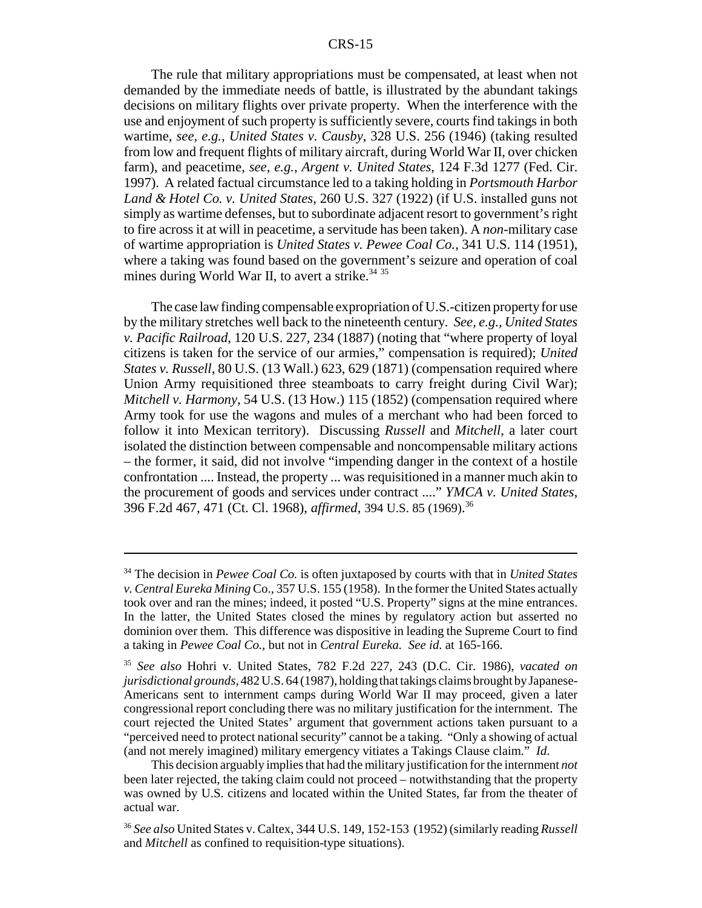The rule that military appropriations must be compensated, at least when not demanded by the immediate needs of battle, is illustrated by the abundant takings decisions on military flights over private property. When the interference with the use and enjoyment of such property is sufficiently severe, courts find takings in both wartime, *see, e.g., United States v. Causby*, 328 U.S. 256 (1946) (taking resulted from low and frequent flights of military aircraft, during World War II, over chicken farm), and peacetime, *see, e.g., Argent v. United States*, 124 F.3d 1277 (Fed. Cir. 1997). A related factual circumstance led to a taking holding in *Portsmouth Harbor Land & Hotel Co. v. United States*, 260 U.S. 327 (1922) (if U.S. installed guns not simply as wartime defenses, but to subordinate adjacent resort to government's right to fire across it at will in peacetime, a servitude has been taken). A *non*-military case of wartime appropriation is *United States v. Pewee Coal Co.*, 341 U.S. 114 (1951), where a taking was found based on the government's seizure and operation of coal mines during World War II, to avert a strike.[34] [35]

The case law finding compensable expropriation of U.S.-citizen property for use by the military stretches well back to the nineteenth century. *See, e.g., United States v. Pacific Railroad*, 120 U.S. 227, 234 (1887) (noting that "where property of loyal citizens is taken for the service of our armies," compensation is required); *United States v. Russell*, 80 U.S. (13 Wall.) 623, 629 (1871) (compensation required where Union Army requisitioned three steamboats to carry freight during Civil War); *Mitchell v. Harmony*, 54 U.S. (13 How.) 115 (1852) (compensation required where Army took for use the wagons and mules of a merchant who had been forced to follow it into Mexican territory). Discussing *Russell* and *Mitchell*, a later court isolated the distinction between compensable and noncompensable military actions – the former, it said, did not involve "impending danger in the context of a hostile confrontation .... Instead, the property ... was requisitioned in a manner much akin to the procurement of goods and services under contract ...." *YMCA v. United States*, 396 F.2d 467, 471 (Ct. Cl. 1968), *affirmed*, 394 U.S. 85 (1969).[36]

---

[34] The decision in *Pewee Coal Co.* is often juxtaposed by courts with that in *United States v. Central Eureka Mining* Co., 357 U.S. 155 (1958). In the former the United States actually took over and ran the mines; indeed, it posted "U.S. Property" signs at the mine entrances. In the latter, the United States closed the mines by regulatory action but asserted no dominion over them. This difference was dispositive in leading the Supreme Court to find a taking in *Pewee Coal Co.*, but not in *Central Eureka. See id.* at 165-166.

[35] *See also* Hohri v. United States, 782 F.2d 227, 243 (D.C. Cir. 1986), *vacated on jurisdictional grounds*, 482 U.S. 64 (1987), holding that takings claims brought by Japanese-Americans sent to internment camps during World War II may proceed, given a later congressional report concluding there was no military justification for the internment. The court rejected the United States' argument that government actions taken pursuant to a "perceived need to protect national security" cannot be a taking. "Only a showing of actual (and not merely imagined) military emergency vitiates a Takings Clause claim." *Id*.

This decision arguably implies that had the military justification for the internment *not* been later rejected, the taking claim could not proceed – notwithstanding that the property was owned by U.S. citizens and located within the United States, far from the theater of actual war.

[36] *See also* United States v. Caltex, 344 U.S. 149, 152-153 (1952) (similarly reading *Russell* and *Mitchell* as confined to requisition-type situations).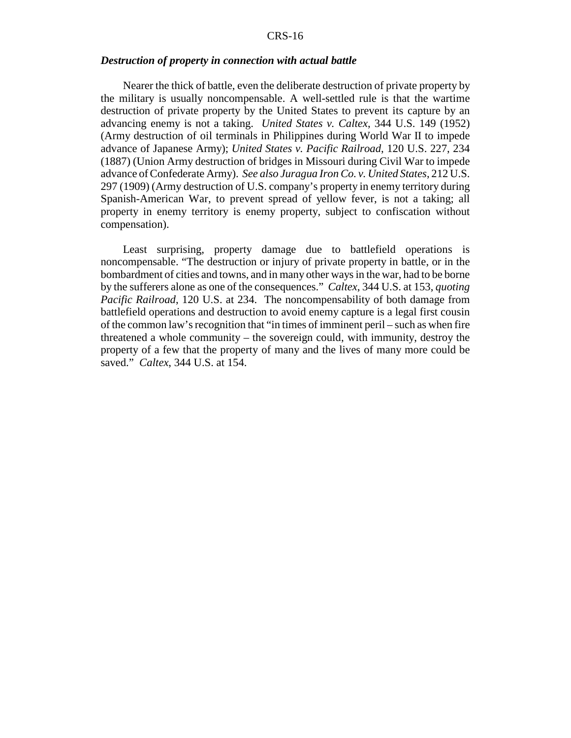***Destruction of property in connection with actual battle***

Nearer the thick of battle, even the deliberate destruction of private property by the military is usually noncompensable. A well-settled rule is that the wartime destruction of private property by the United States to prevent its capture by an advancing enemy is not a taking. *United States v. Caltex*, 344 U.S. 149 (1952) (Army destruction of oil terminals in Philippines during World War II to impede advance of Japanese Army); *United States v. Pacific Railroad*, 120 U.S. 227, 234 (1887) (Union Army destruction of bridges in Missouri during Civil War to impede advance of Confederate Army). *See also Juragua Iron Co. v. United States*, 212 U.S. 297 (1909) (Army destruction of U.S. company's property in enemy territory during Spanish-American War, to prevent spread of yellow fever, is not a taking; all property in enemy territory is enemy property, subject to confiscation without compensation).

Least surprising, property damage due to battlefield operations is noncompensable. "The destruction or injury of private property in battle, or in the bombardment of cities and towns, and in many other ways in the war, had to be borne by the sufferers alone as one of the consequences." *Caltex*, 344 U.S. at 153, *quoting Pacific Railroad*, 120 U.S. at 234. The noncompensability of both damage from battlefield operations and destruction to avoid enemy capture is a legal first cousin of the common law's recognition that "in times of imminent peril – such as when fire threatened a whole community – the sovereign could, with immunity, destroy the property of a few that the property of many and the lives of many more could be saved." *Caltex*, 344 U.S. at 154.